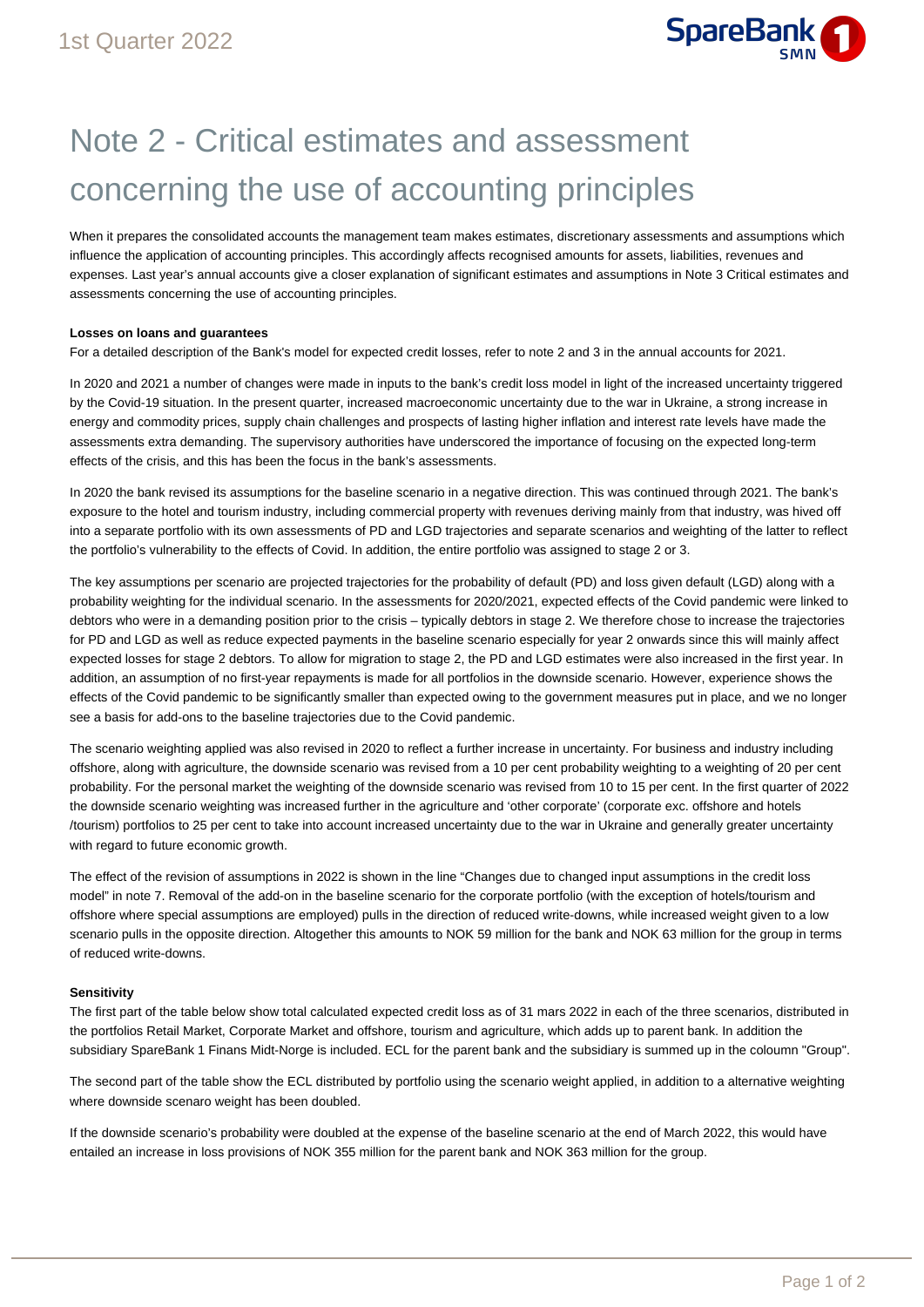# Note 2 - Critical estimates and assessment concerning the use of accounting principles

When it prepares the consolidated accounts the management team makes estimates, discretionary assessments and assumptions which influence the application of accounting principles. This accordingly affects recognised amounts for assets, liabilities, revenues and expenses. Last year's annual accounts give a closer explanation of significant estimates and assumptions in Note 3 Critical estimates and assessments concerning the use of accounting principles.

**Losses on loans and guarantees**

For a detailed description of the Bank's model for expected credit losses, refer to note 2 and 3 in the annual accounts for 2021.

In 2020 and 2021 a number of changes were made in inputs to the bank's credit loss model in light of the increased uncertainty triggered by the Covid-19 situation. In the present quarter, increased macroeconomic uncertainty due to the war in Ukraine, a strong increase in energy and commodity prices, supply chain challenges and prospects of lasting higher inflation and interest rate levels have made the assessments extra demanding. The supervisory authorities have underscored the importance of focusing on the expected long-term effects of the crisis, and this has been the focus in the bank's assessments.

In 2020 the bank revised its assumptions for the baseline scenario in a negative direction. This was continued through 2021. The bank's exposure to the hotel and tourism industry, including commercial property with revenues deriving mainly from that industry, was hived off into a separate portfolio with its own assessments of PD and LGD trajectories and separate scenarios and weighting of the latter to reflect the portfolio's vulnerability to the effects of Covid. In addition, the entire portfolio was assigned to stage 2 or 3.

The key assumptions per scenario are projected trajectories for the probability of default (PD) and loss given default (LGD) along with a probability weighting for the individual scenario. In the assessments for 2020/2021, expected effects of the Covid pandemic were linked to debtors who were in a demanding position prior to the crisis – typically debtors in stage 2. We therefore chose to increase the trajectories for PD and LGD as well as reduce expected payments in the baseline scenario especially for year 2 onwards since this will mainly affect expected losses for stage 2 debtors. To allow for migration to stage 2, the PD and LGD estimates were also increased in the first year. In addition, an assumption of no first-year repayments is made for all portfolios in the downside scenario. However, experience shows the effects of the Covid pandemic to be significantly smaller than expected owing to the government measures put in place, and we no longer see a basis for add-ons to the baseline trajectories due to the Covid pandemic.

The scenario weighting applied was also revised in 2020 to reflect a further increase in uncertainty. For business and industry including offshore, along with agriculture, the downside scenario was revised from a 10 per cent probability weighting to a weighting of 20 per cent probability. For the personal market the weighting of the downside scenario was revised from 10 to 15 per cent. In the first quarter of 2022 the downside scenario weighting was increased further in the agriculture and 'other corporate' (corporate exc. offshore and hotels /tourism) portfolios to 25 per cent to take into account increased uncertainty due to the war in Ukraine and generally greater uncertainty with regard to future economic growth.

The effect of the revision of assumptions in 2022 is shown in the line "Changes due to changed input assumptions in the credit loss model" in note 7. Removal of the add-on in the baseline scenario for the corporate portfolio (with the exception of hotels/tourism and offshore where special assumptions are employed) pulls in the direction of reduced write-downs, while increased weight given to a low scenario pulls in the opposite direction. Altogether this amounts to NOK 59 million for the bank and NOK 63 million for the group in terms of reduced write-downs.

**Sensitivity**

The first part of the table below show total calculated expected credit loss as of 31 mars 2022 in each of the three scenarios, distributed in the portfolios Retail Market, Corporate Market and offshore, tourism and agriculture, which adds up to parent bank. In addition the subsidiary SpareBank 1 Finans Midt-Norge is included. ECL for the parent bank and the subsidiary is summed up in the coloumn "Group".

The second part of the table show the ECL distributed by portfolio using the scenario weight applied, in addition to a alternative weighting where downside scenaro weight has been doubled.

If the downside scenario's probability were doubled at the expense of the baseline scenario at the end of March 2022, this would have entailed an increase in loss provisions of NOK 355 million for the parent bank and NOK 363 million for the group.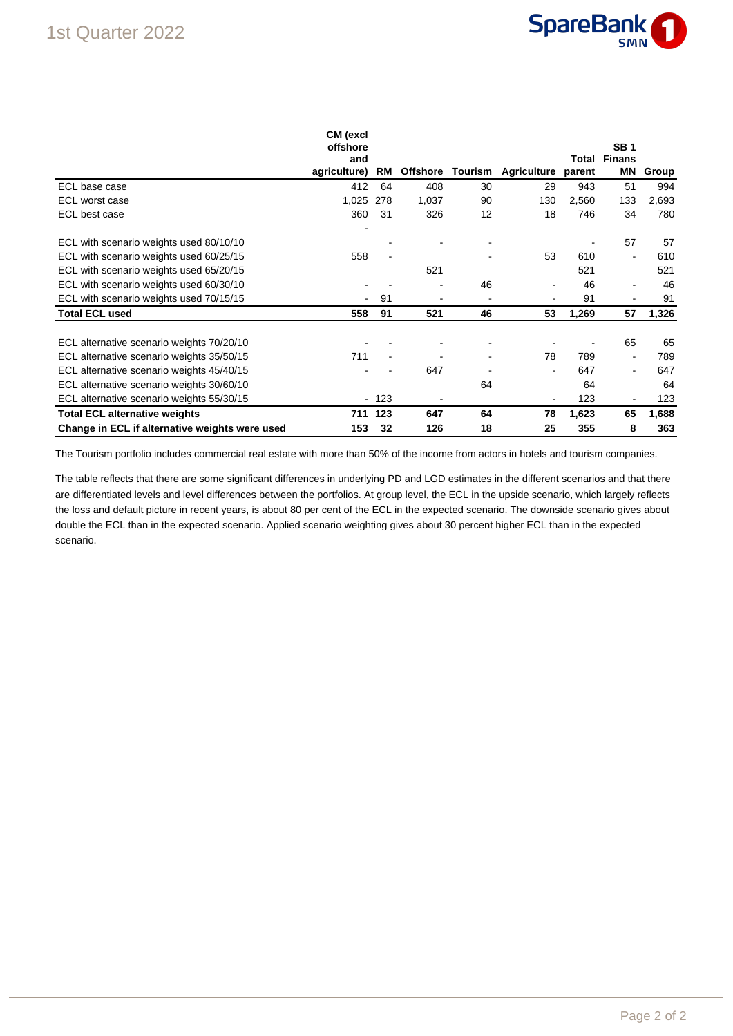| | CM (excl offshore and agriculture) | RM | Offshore | Tourism | Agriculture | Total parent | SB 1 Finans MN | Group |
|---|---|---|---|---|---|---|---|---|
| ECL base case | 412 | 64 | 408 | 30 | 29 | 943 | 51 | 994 |
| ECL worst case | 1,025 | 278 | 1,037 | 90 | 130 | 2,560 | 133 | 2,693 |
| ECL best case | 360 | 31 | 326 | 12 | 18 | 746 | 34 | 780 |
| | - | | | | | | | |
| ECL with scenario weights used 80/10/10 | | - | - | - | | - | 57 | 57 |
| ECL with scenario weights used 60/25/15 | 558 | - | | - | 53 | 610 | - | 610 |
| ECL with scenario weights used 65/20/15 | | | 521 | | | 521 | | 521 |
| ECL with scenario weights used 60/30/10 | - | - | - | 46 | - | 46 | - | 46 |
| ECL with scenario weights used 70/15/15 | - | 91 | - | - | - | 91 | - | 91 |
| **Total ECL used** | **558** | **91** | **521** | **46** | **53** | **1,269** | **57** | **1,326** |
| | | | | | | | | |
| ECL alternative scenario weights 70/20/10 | - | - | - | - | - | - | 65 | 65 |
| ECL alternative scenario weights 35/50/15 | 711 | - | - | - | 78 | 789 | - | 789 |
| ECL alternative scenario weights 45/40/15 | - | - | 647 | - | - | 647 | - | 647 |
| ECL alternative scenario weights 30/60/10 | | | | 64 | | 64 | | 64 |
| ECL alternative scenario weights 55/30/15 | - | 123 | - | | - | 123 | - | 123 |
| **Total ECL alternative weights** | **711** | **123** | **647** | **64** | **78** | **1,623** | **65** | **1,688** |
| **Change in ECL if alternative weights were used** | **153** | **32** | **126** | **18** | **25** | **355** | **8** | **363** |

The Tourism portfolio includes commercial real estate with more than 50% of the income from actors in hotels and tourism companies.

The table reflects that there are some significant differences in underlying PD and LGD estimates in the different scenarios and that there are differentiated levels and level differences between the portfolios. At group level, the ECL in the upside scenario, which largely reflects the loss and default picture in recent years, is about 80 per cent of the ECL in the expected scenario. The downside scenario gives about double the ECL than in the expected scenario. Applied scenario weighting gives about 30 percent higher ECL than in the expected scenario.